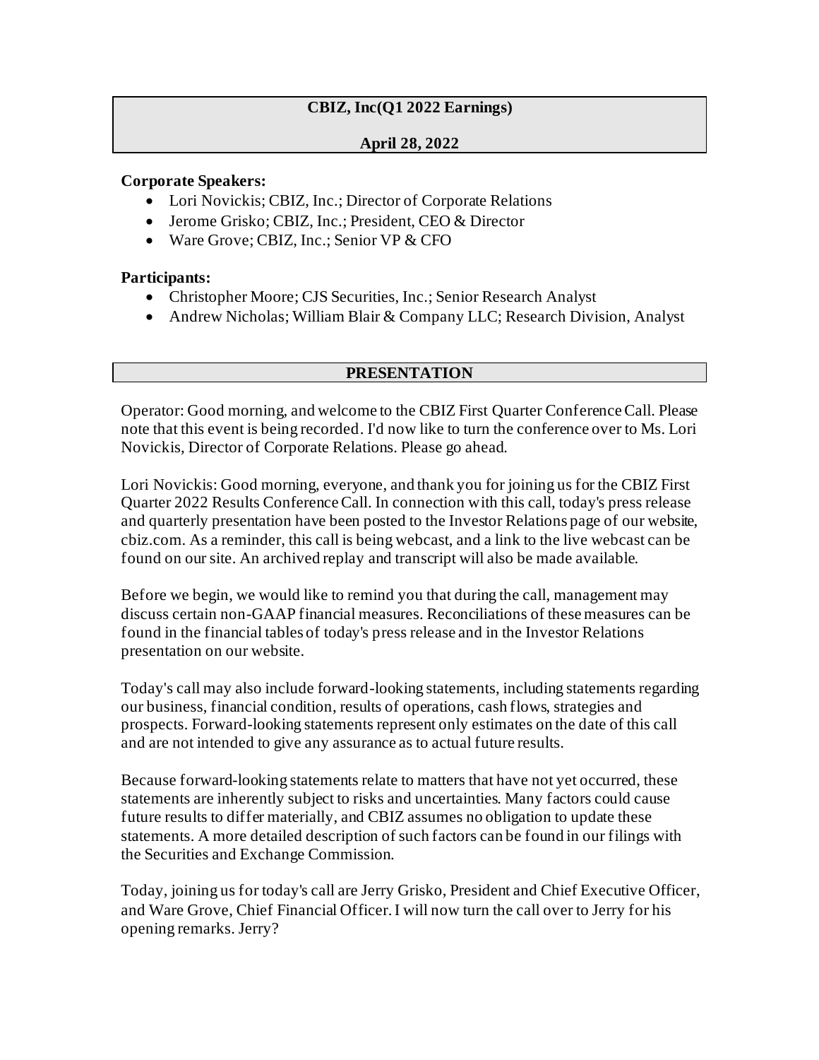# CBIZ, Inc(Q1 2022 Earnings)

**April 28, 2022**

**Corporate Speakers:**

- Lori Novickis; CBIZ, Inc.; Director of Corporate Relations
- Jerome Grisko; CBIZ, Inc.; President, CEO & Director
- Ware Grove; CBIZ, Inc.; Senior VP & CFO

**Participants:**

- Christopher Moore; CJS Securities, Inc.; Senior Research Analyst
- Andrew Nicholas; William Blair & Company LLC; Research Division, Analyst

## PRESENTATION

Operator: Good morning, and welcome to the CBIZ First Quarter Conference Call. Please note that this event is being recorded. I'd now like to turn the conference over to Ms. Lori Novickis, Director of Corporate Relations. Please go ahead.

Lori Novickis: Good morning, everyone, and thank you for joining us for the CBIZ First Quarter 2022 Results Conference Call. In connection with this call, today's press release and quarterly presentation have been posted to the Investor Relations page of our website, cbiz.com. As a reminder, this call is being webcast, and a link to the live webcast can be found on our site. An archived replay and transcript will also be made available.

Before we begin, we would like to remind you that during the call, management may discuss certain non-GAAP financial measures. Reconciliations of these measures can be found in the financial tables of today's press release and in the Investor Relations presentation on our website.

Today's call may also include forward-looking statements, including statements regarding our business, financial condition, results of operations, cash flows, strategies and prospects. Forward-looking statements represent only estimates on the date of this call and are not intended to give any assurance as to actual future results.

Because forward-looking statements relate to matters that have not yet occurred, these statements are inherently subject to risks and uncertainties. Many factors could cause future results to differ materially, and CBIZ assumes no obligation to update these statements. A more detailed description of such factors can be found in our filings with the Securities and Exchange Commission.

Today, joining us for today's call are Jerry Grisko, President and Chief Executive Officer, and Ware Grove, Chief Financial Officer. I will now turn the call over to Jerry for his opening remarks. Jerry?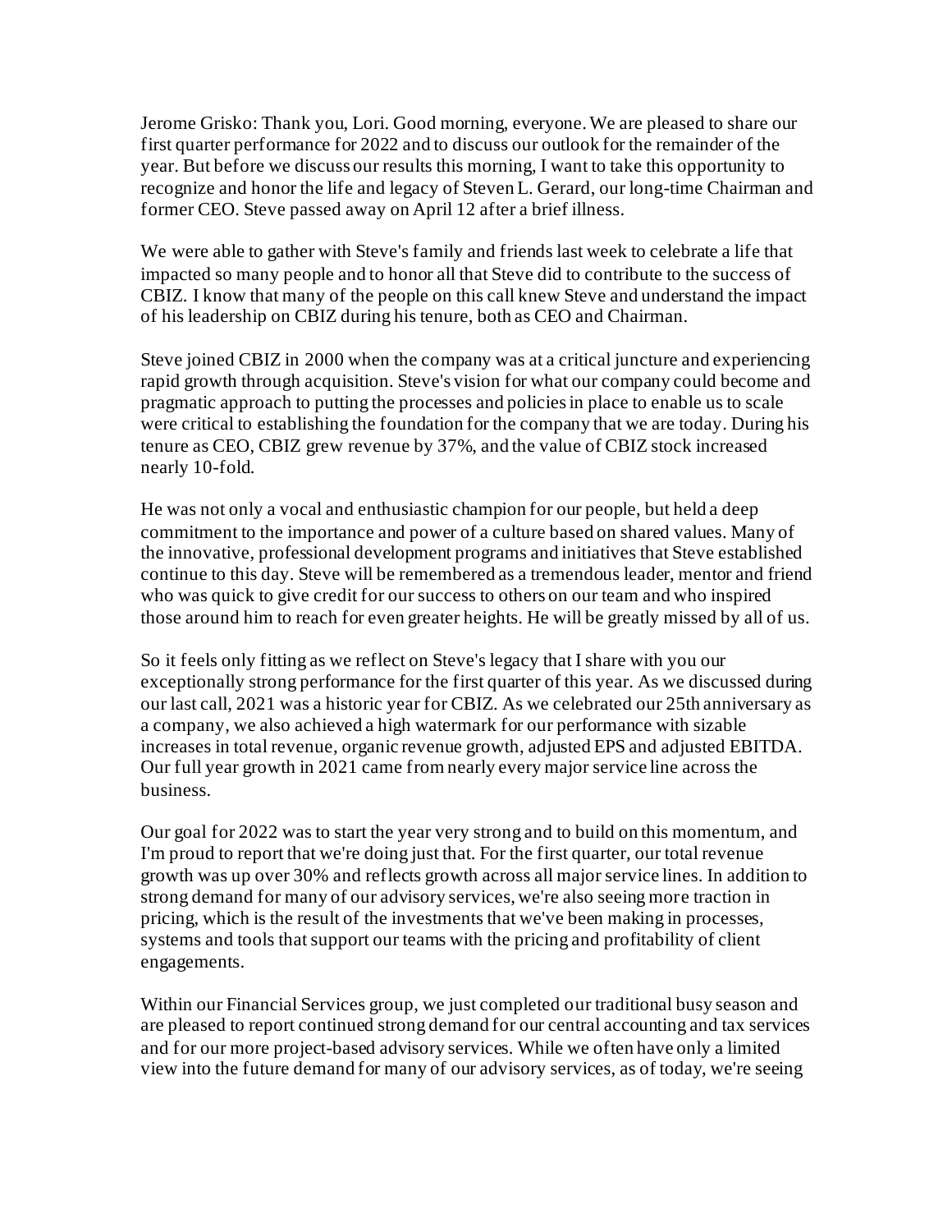Jerome Grisko: Thank you, Lori. Good morning, everyone. We are pleased to share our first quarter performance for 2022 and to discuss our outlook for the remainder of the year. But before we discuss our results this morning, I want to take this opportunity to recognize and honor the life and legacy of Steven L. Gerard, our long-time Chairman and former CEO. Steve passed away on April 12 after a brief illness.

We were able to gather with Steve's family and friends last week to celebrate a life that impacted so many people and to honor all that Steve did to contribute to the success of CBIZ. I know that many of the people on this call knew Steve and understand the impact of his leadership on CBIZ during his tenure, both as CEO and Chairman.

Steve joined CBIZ in 2000 when the company was at a critical juncture and experiencing rapid growth through acquisition. Steve's vision for what our company could become and pragmatic approach to putting the processes and policies in place to enable us to scale were critical to establishing the foundation for the company that we are today. During his tenure as CEO, CBIZ grew revenue by 37%, and the value of CBIZ stock increased nearly 10-fold.

He was not only a vocal and enthusiastic champion for our people, but held a deep commitment to the importance and power of a culture based on shared values. Many of the innovative, professional development programs and initiatives that Steve established continue to this day. Steve will be remembered as a tremendous leader, mentor and friend who was quick to give credit for our success to others on our team and who inspired those around him to reach for even greater heights. He will be greatly missed by all of us.

So it feels only fitting as we reflect on Steve's legacy that I share with you our exceptionally strong performance for the first quarter of this year. As we discussed during our last call, 2021 was a historic year for CBIZ. As we celebrated our 25th anniversary as a company, we also achieved a high watermark for our performance with sizable increases in total revenue, organic revenue growth, adjusted EPS and adjusted EBITDA. Our full year growth in 2021 came from nearly every major service line across the business.

Our goal for 2022 was to start the year very strong and to build on this momentum, and I'm proud to report that we're doing just that. For the first quarter, our total revenue growth was up over 30% and reflects growth across all major service lines. In addition to strong demand for many of our advisory services, we're also seeing more traction in pricing, which is the result of the investments that we've been making in processes, systems and tools that support our teams with the pricing and profitability of client engagements.

Within our Financial Services group, we just completed our traditional busy season and are pleased to report continued strong demand for our central accounting and tax services and for our more project-based advisory services. While we often have only a limited view into the future demand for many of our advisory services, as of today, we're seeing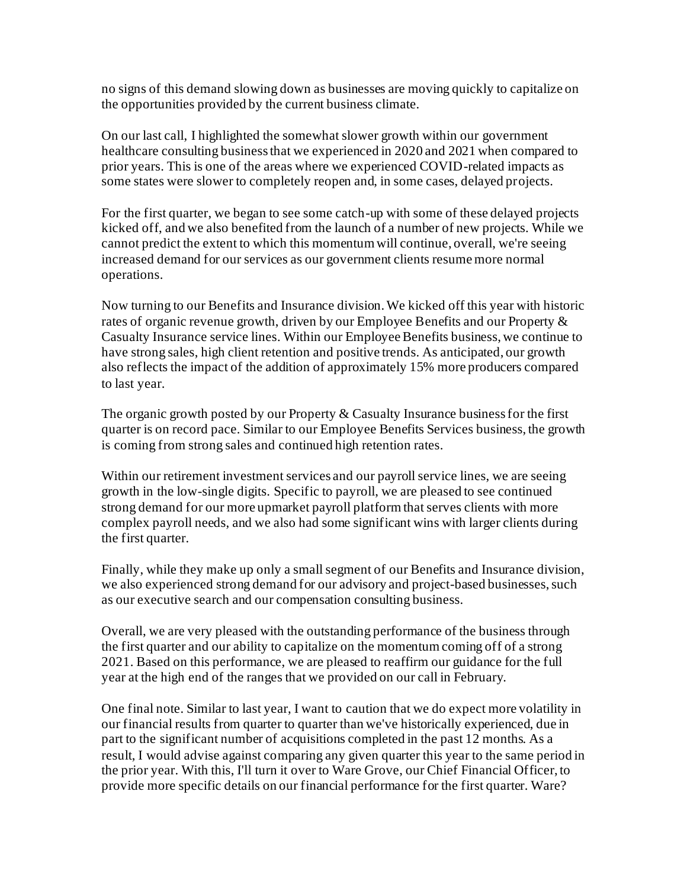no signs of this demand slowing down as businesses are moving quickly to capitalize on the opportunities provided by the current business climate.

On our last call, I highlighted the somewhat slower growth within our government healthcare consulting business that we experienced in 2020 and 2021 when compared to prior years. This is one of the areas where we experienced COVID-related impacts as some states were slower to completely reopen and, in some cases, delayed projects.

For the first quarter, we began to see some catch-up with some of these delayed projects kicked off, and we also benefited from the launch of a number of new projects. While we cannot predict the extent to which this momentum will continue, overall, we're seeing increased demand for our services as our government clients resume more normal operations.

Now turning to our Benefits and Insurance division. We kicked off this year with historic rates of organic revenue growth, driven by our Employee Benefits and our Property & Casualty Insurance service lines. Within our Employee Benefits business, we continue to have strong sales, high client retention and positive trends. As anticipated, our growth also reflects the impact of the addition of approximately 15% more producers compared to last year.

The organic growth posted by our Property & Casualty Insurance business for the first quarter is on record pace. Similar to our Employee Benefits Services business, the growth is coming from strong sales and continued high retention rates.

Within our retirement investment services and our payroll service lines, we are seeing growth in the low-single digits. Specific to payroll, we are pleased to see continued strong demand for our more upmarket payroll platform that serves clients with more complex payroll needs, and we also had some significant wins with larger clients during the first quarter.

Finally, while they make up only a small segment of our Benefits and Insurance division, we also experienced strong demand for our advisory and project-based businesses, such as our executive search and our compensation consulting business.

Overall, we are very pleased with the outstanding performance of the business through the first quarter and our ability to capitalize on the momentum coming off of a strong 2021. Based on this performance, we are pleased to reaffirm our guidance for the full year at the high end of the ranges that we provided on our call in February.

One final note. Similar to last year, I want to caution that we do expect more volatility in our financial results from quarter to quarter than we've historically experienced, due in part to the significant number of acquisitions completed in the past 12 months. As a result, I would advise against comparing any given quarter this year to the same period in the prior year. With this, I'll turn it over to Ware Grove, our Chief Financial Officer, to provide more specific details on our financial performance for the first quarter. Ware?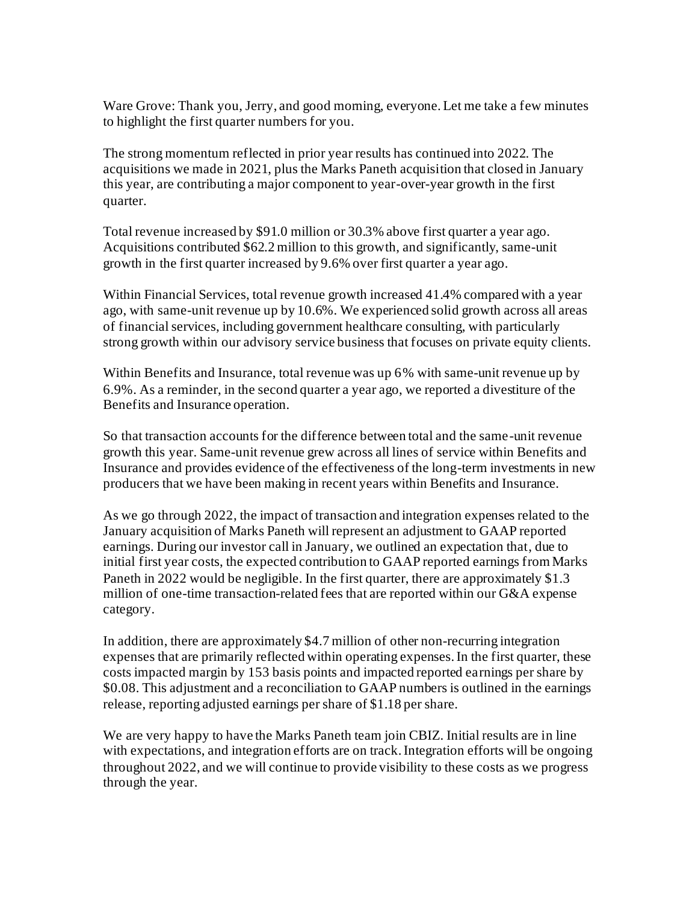Ware Grove: Thank you, Jerry, and good morning, everyone. Let me take a few minutes to highlight the first quarter numbers for you.

The strong momentum reflected in prior year results has continued into 2022. The acquisitions we made in 2021, plus the Marks Paneth acquisition that closed in January this year, are contributing a major component to year-over-year growth in the first quarter.

Total revenue increased by $91.0 million or 30.3% above first quarter a year ago. Acquisitions contributed $62.2 million to this growth, and significantly, same-unit growth in the first quarter increased by 9.6% over first quarter a year ago.

Within Financial Services, total revenue growth increased 41.4% compared with a year ago, with same-unit revenue up by 10.6%. We experienced solid growth across all areas of financial services, including government healthcare consulting, with particularly strong growth within our advisory service business that focuses on private equity clients.

Within Benefits and Insurance, total revenue was up 6% with same-unit revenue up by 6.9%. As a reminder, in the second quarter a year ago, we reported a divestiture of the Benefits and Insurance operation.

So that transaction accounts for the difference between total and the same-unit revenue growth this year. Same-unit revenue grew across all lines of service within Benefits and Insurance and provides evidence of the effectiveness of the long-term investments in new producers that we have been making in recent years within Benefits and Insurance.

As we go through 2022, the impact of transaction and integration expenses related to the January acquisition of Marks Paneth will represent an adjustment to GAAP reported earnings. During our investor call in January, we outlined an expectation that, due to initial first year costs, the expected contribution to GAAP reported earnings from Marks Paneth in 2022 would be negligible. In the first quarter, there are approximately $1.3 million of one-time transaction-related fees that are reported within our G&A expense category.

In addition, there are approximately $4.7 million of other non-recurring integration expenses that are primarily reflected within operating expenses. In the first quarter, these costs impacted margin by 153 basis points and impacted reported earnings per share by $0.08. This adjustment and a reconciliation to GAAP numbers is outlined in the earnings release, reporting adjusted earnings per share of $1.18 per share.

We are very happy to have the Marks Paneth team join CBIZ. Initial results are in line with expectations, and integration efforts are on track. Integration efforts will be ongoing throughout 2022, and we will continue to provide visibility to these costs as we progress through the year.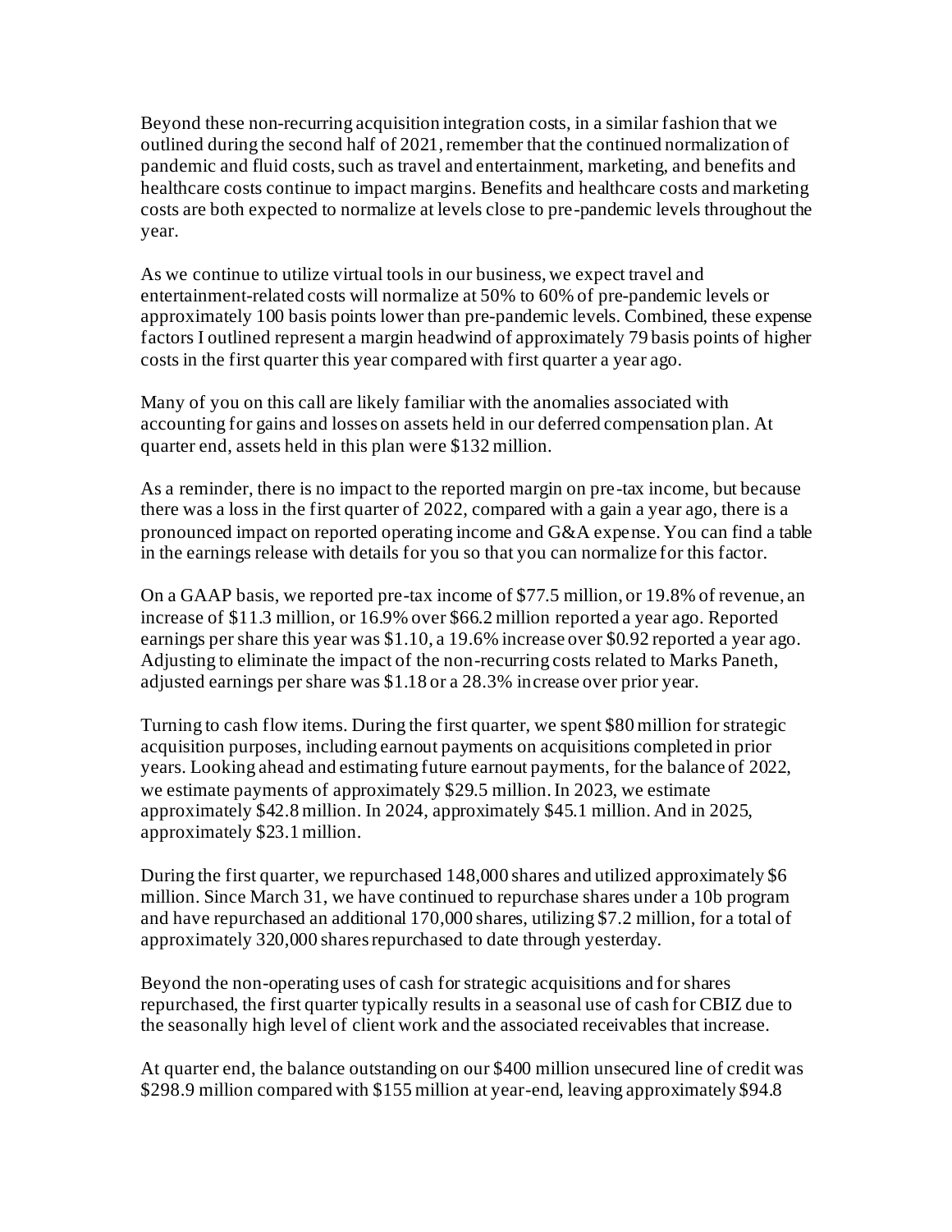Beyond these non-recurring acquisition integration costs, in a similar fashion that we outlined during the second half of 2021, remember that the continued normalization of pandemic and fluid costs, such as travel and entertainment, marketing, and benefits and healthcare costs continue to impact margins. Benefits and healthcare costs and marketing costs are both expected to normalize at levels close to pre-pandemic levels throughout the year.

As we continue to utilize virtual tools in our business, we expect travel and entertainment-related costs will normalize at 50% to 60% of pre-pandemic levels or approximately 100 basis points lower than pre-pandemic levels. Combined, these expense factors I outlined represent a margin headwind of approximately 79 basis points of higher costs in the first quarter this year compared with first quarter a year ago.

Many of you on this call are likely familiar with the anomalies associated with accounting for gains and losses on assets held in our deferred compensation plan. At quarter end, assets held in this plan were $132 million.

As a reminder, there is no impact to the reported margin on pre-tax income, but because there was a loss in the first quarter of 2022, compared with a gain a year ago, there is a pronounced impact on reported operating income and G&A expense. You can find a table in the earnings release with details for you so that you can normalize for this factor.

On a GAAP basis, we reported pre-tax income of $77.5 million, or 19.8% of revenue, an increase of $11.3 million, or 16.9% over $66.2 million reported a year ago. Reported earnings per share this year was $1.10, a 19.6% increase over $0.92 reported a year ago. Adjusting to eliminate the impact of the non-recurring costs related to Marks Paneth, adjusted earnings per share was $1.18 or a 28.3% increase over prior year.

Turning to cash flow items. During the first quarter, we spent $80 million for strategic acquisition purposes, including earnout payments on acquisitions completed in prior years. Looking ahead and estimating future earnout payments, for the balance of 2022, we estimate payments of approximately $29.5 million. In 2023, we estimate approximately $42.8 million. In 2024, approximately $45.1 million. And in 2025, approximately $23.1 million.

During the first quarter, we repurchased 148,000 shares and utilized approximately $6 million. Since March 31, we have continued to repurchase shares under a 10b program and have repurchased an additional 170,000 shares, utilizing $7.2 million, for a total of approximately 320,000 shares repurchased to date through yesterday.

Beyond the non-operating uses of cash for strategic acquisitions and for shares repurchased, the first quarter typically results in a seasonal use of cash for CBIZ due to the seasonally high level of client work and the associated receivables that increase.

At quarter end, the balance outstanding on our $400 million unsecured line of credit was $298.9 million compared with $155 million at year-end, leaving approximately $94.8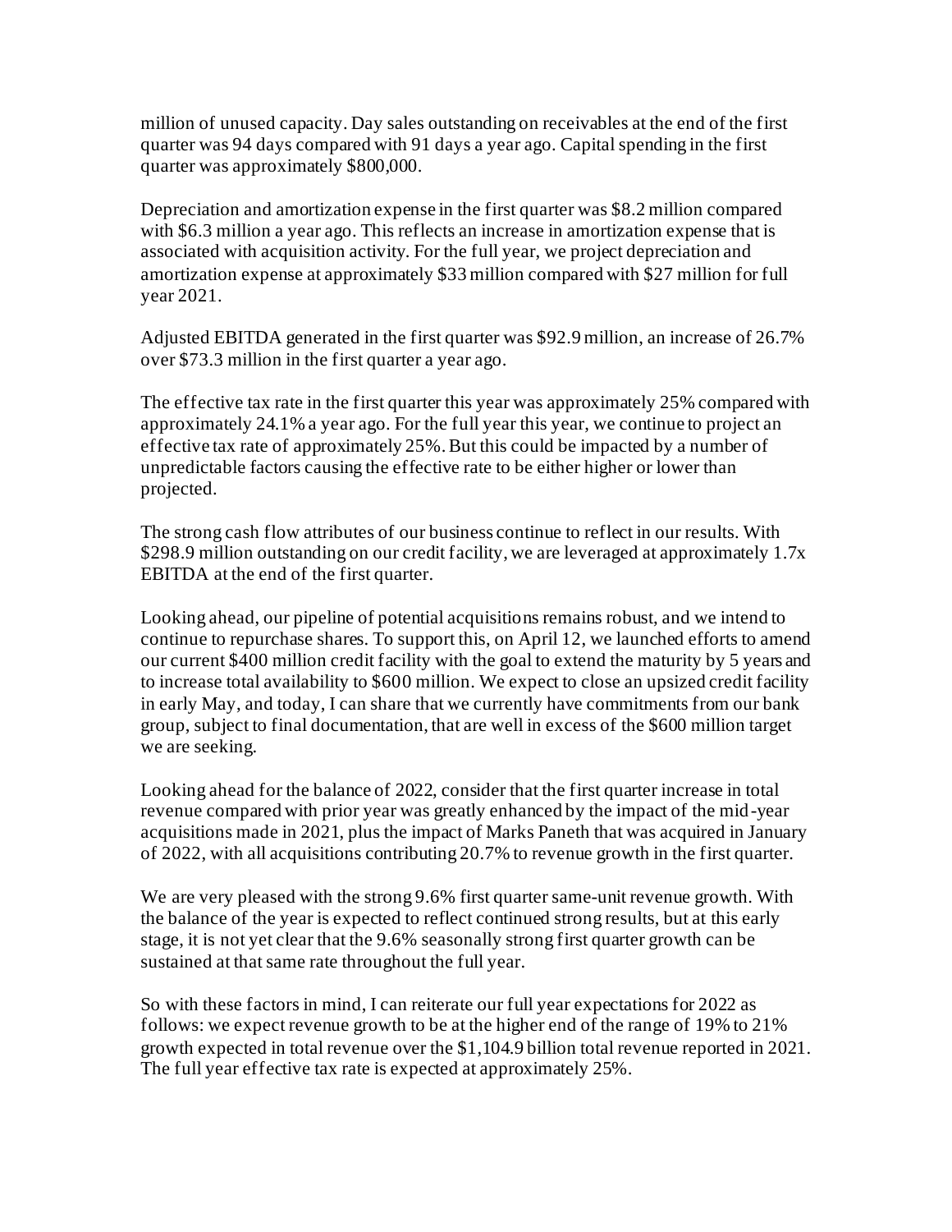million of unused capacity. Day sales outstanding on receivables at the end of the first quarter was 94 days compared with 91 days a year ago. Capital spending in the first quarter was approximately $800,000.

Depreciation and amortization expense in the first quarter was $8.2 million compared with $6.3 million a year ago. This reflects an increase in amortization expense that is associated with acquisition activity. For the full year, we project depreciation and amortization expense at approximately $33 million compared with $27 million for full year 2021.

Adjusted EBITDA generated in the first quarter was $92.9 million, an increase of 26.7% over $73.3 million in the first quarter a year ago.

The effective tax rate in the first quarter this year was approximately 25% compared with approximately 24.1% a year ago. For the full year this year, we continue to project an effective tax rate of approximately 25%. But this could be impacted by a number of unpredictable factors causing the effective rate to be either higher or lower than projected.

The strong cash flow attributes of our business continue to reflect in our results. With $298.9 million outstanding on our credit facility, we are leveraged at approximately 1.7x EBITDA at the end of the first quarter.

Looking ahead, our pipeline of potential acquisitions remains robust, and we intend to continue to repurchase shares. To support this, on April 12, we launched efforts to amend our current $400 million credit facility with the goal to extend the maturity by 5 years and to increase total availability to $600 million. We expect to close an upsized credit facility in early May, and today, I can share that we currently have commitments from our bank group, subject to final documentation, that are well in excess of the $600 million target we are seeking.

Looking ahead for the balance of 2022, consider that the first quarter increase in total revenue compared with prior year was greatly enhanced by the impact of the mid-year acquisitions made in 2021, plus the impact of Marks Paneth that was acquired in January of 2022, with all acquisitions contributing 20.7% to revenue growth in the first quarter.

We are very pleased with the strong 9.6% first quarter same-unit revenue growth. With the balance of the year is expected to reflect continued strong results, but at this early stage, it is not yet clear that the 9.6% seasonally strong first quarter growth can be sustained at that same rate throughout the full year.

So with these factors in mind, I can reiterate our full year expectations for 2022 as follows: we expect revenue growth to be at the higher end of the range of 19% to 21% growth expected in total revenue over the $1,104.9 billion total revenue reported in 2021. The full year effective tax rate is expected at approximately 25%.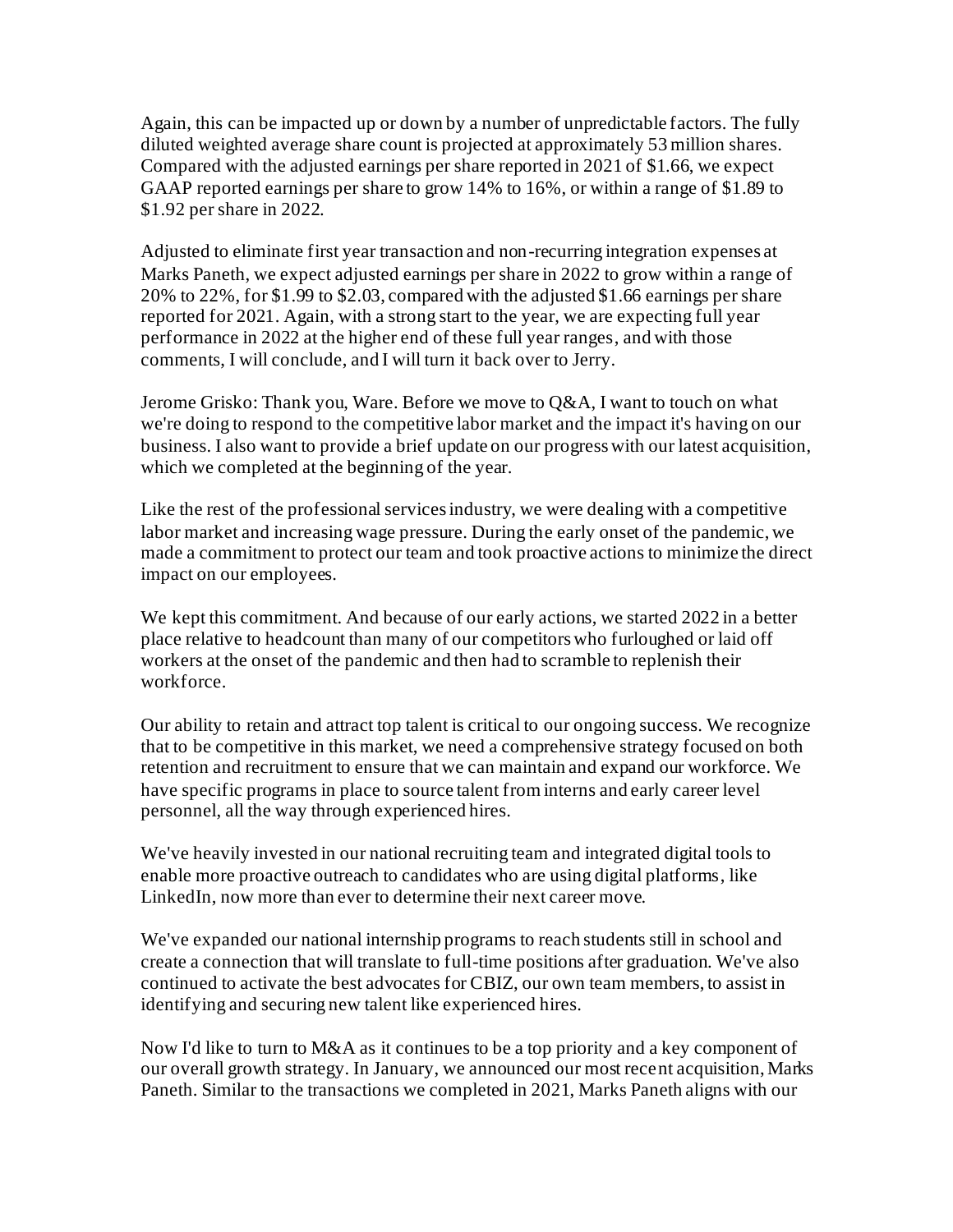Again, this can be impacted up or down by a number of unpredictable factors. The fully diluted weighted average share count is projected at approximately 53 million shares. Compared with the adjusted earnings per share reported in 2021 of $1.66, we expect GAAP reported earnings per share to grow 14% to 16%, or within a range of $1.89 to $1.92 per share in 2022.

Adjusted to eliminate first year transaction and non-recurring integration expenses at Marks Paneth, we expect adjusted earnings per share in 2022 to grow within a range of 20% to 22%, for $1.99 to $2.03, compared with the adjusted $1.66 earnings per share reported for 2021. Again, with a strong start to the year, we are expecting full year performance in 2022 at the higher end of these full year ranges, and with those comments, I will conclude, and I will turn it back over to Jerry.

Jerome Grisko: Thank you, Ware. Before we move to Q&A, I want to touch on what we're doing to respond to the competitive labor market and the impact it's having on our business. I also want to provide a brief update on our progress with our latest acquisition, which we completed at the beginning of the year.

Like the rest of the professional services industry, we were dealing with a competitive labor market and increasing wage pressure. During the early onset of the pandemic, we made a commitment to protect our team and took proactive actions to minimize the direct impact on our employees.

We kept this commitment. And because of our early actions, we started 2022 in a better place relative to headcount than many of our competitors who furloughed or laid off workers at the onset of the pandemic and then had to scramble to replenish their workforce.

Our ability to retain and attract top talent is critical to our ongoing success. We recognize that to be competitive in this market, we need a comprehensive strategy focused on both retention and recruitment to ensure that we can maintain and expand our workforce. We have specific programs in place to source talent from interns and early career level personnel, all the way through experienced hires.

We've heavily invested in our national recruiting team and integrated digital tools to enable more proactive outreach to candidates who are using digital platforms, like LinkedIn, now more than ever to determine their next career move.

We've expanded our national internship programs to reach students still in school and create a connection that will translate to full-time positions after graduation. We've also continued to activate the best advocates for CBIZ, our own team members, to assist in identifying and securing new talent like experienced hires.

Now I'd like to turn to M&A as it continues to be a top priority and a key component of our overall growth strategy. In January, we announced our most recent acquisition, Marks Paneth. Similar to the transactions we completed in 2021, Marks Paneth aligns with our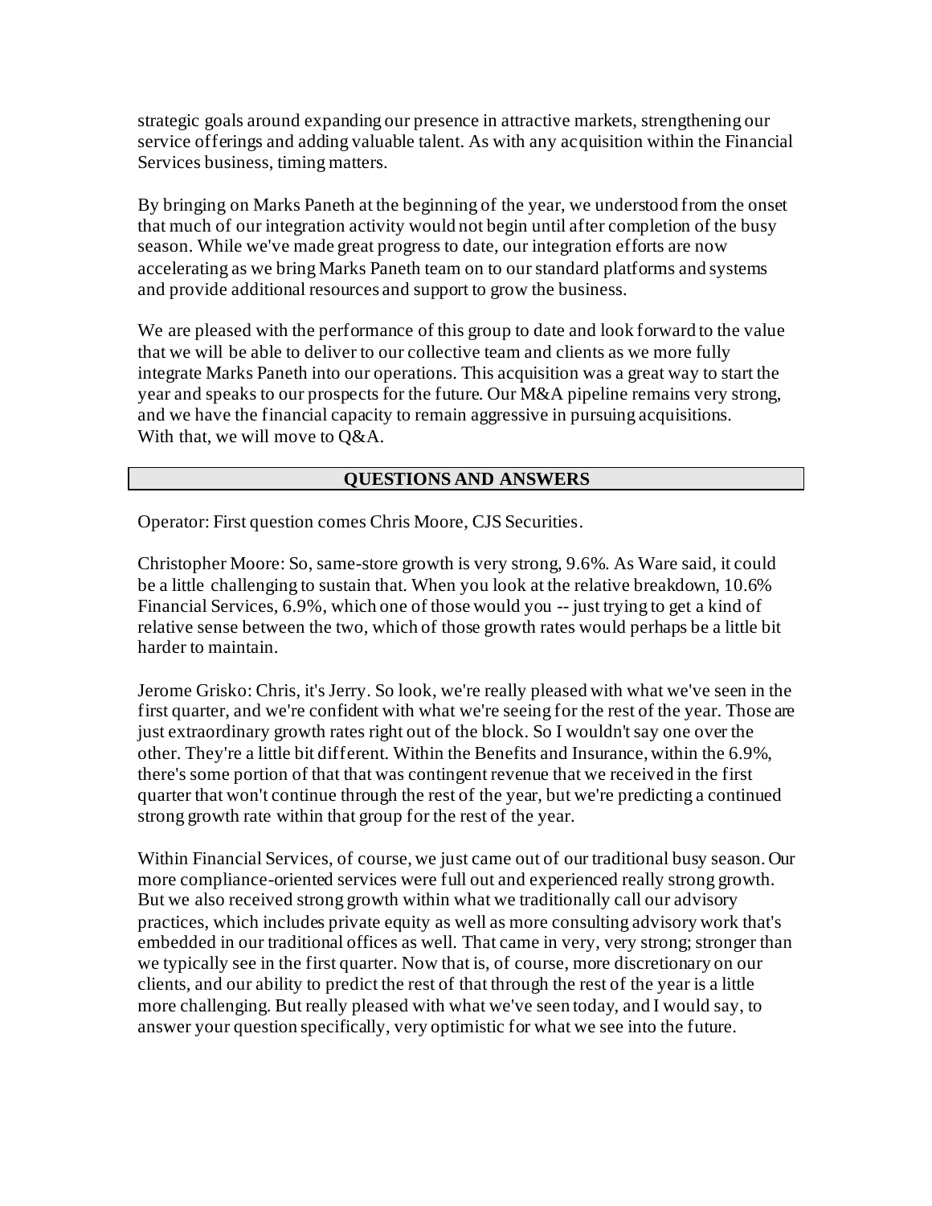strategic goals around expanding our presence in attractive markets, strengthening our service offerings and adding valuable talent. As with any acquisition within the Financial Services business, timing matters.

By bringing on Marks Paneth at the beginning of the year, we understood from the onset that much of our integration activity would not begin until after completion of the busy season. While we've made great progress to date, our integration efforts are now accelerating as we bring Marks Paneth team on to our standard platforms and systems and provide additional resources and support to grow the business.

We are pleased with the performance of this group to date and look forward to the value that we will be able to deliver to our collective team and clients as we more fully integrate Marks Paneth into our operations. This acquisition was a great way to start the year and speaks to our prospects for the future. Our M&A pipeline remains very strong, and we have the financial capacity to remain aggressive in pursuing acquisitions. With that, we will move to Q&A.

## QUESTIONS AND ANSWERS

Operator: First question comes Chris Moore, CJS Securities.

Christopher Moore: So, same-store growth is very strong, 9.6%. As Ware said, it could be a little challenging to sustain that. When you look at the relative breakdown, 10.6% Financial Services, 6.9%, which one of those would you -- just trying to get a kind of relative sense between the two, which of those growth rates would perhaps be a little bit harder to maintain.

Jerome Grisko: Chris, it's Jerry. So look, we're really pleased with what we've seen in the first quarter, and we're confident with what we're seeing for the rest of the year. Those are just extraordinary growth rates right out of the block. So I wouldn't say one over the other. They're a little bit different. Within the Benefits and Insurance, within the 6.9%, there's some portion of that that was contingent revenue that we received in the first quarter that won't continue through the rest of the year, but we're predicting a continued strong growth rate within that group for the rest of the year.

Within Financial Services, of course, we just came out of our traditional busy season. Our more compliance-oriented services were full out and experienced really strong growth. But we also received strong growth within what we traditionally call our advisory practices, which includes private equity as well as more consulting advisory work that's embedded in our traditional offices as well. That came in very, very strong; stronger than we typically see in the first quarter. Now that is, of course, more discretionary on our clients, and our ability to predict the rest of that through the rest of the year is a little more challenging. But really pleased with what we've seen today, and I would say, to answer your question specifically, very optimistic for what we see into the future.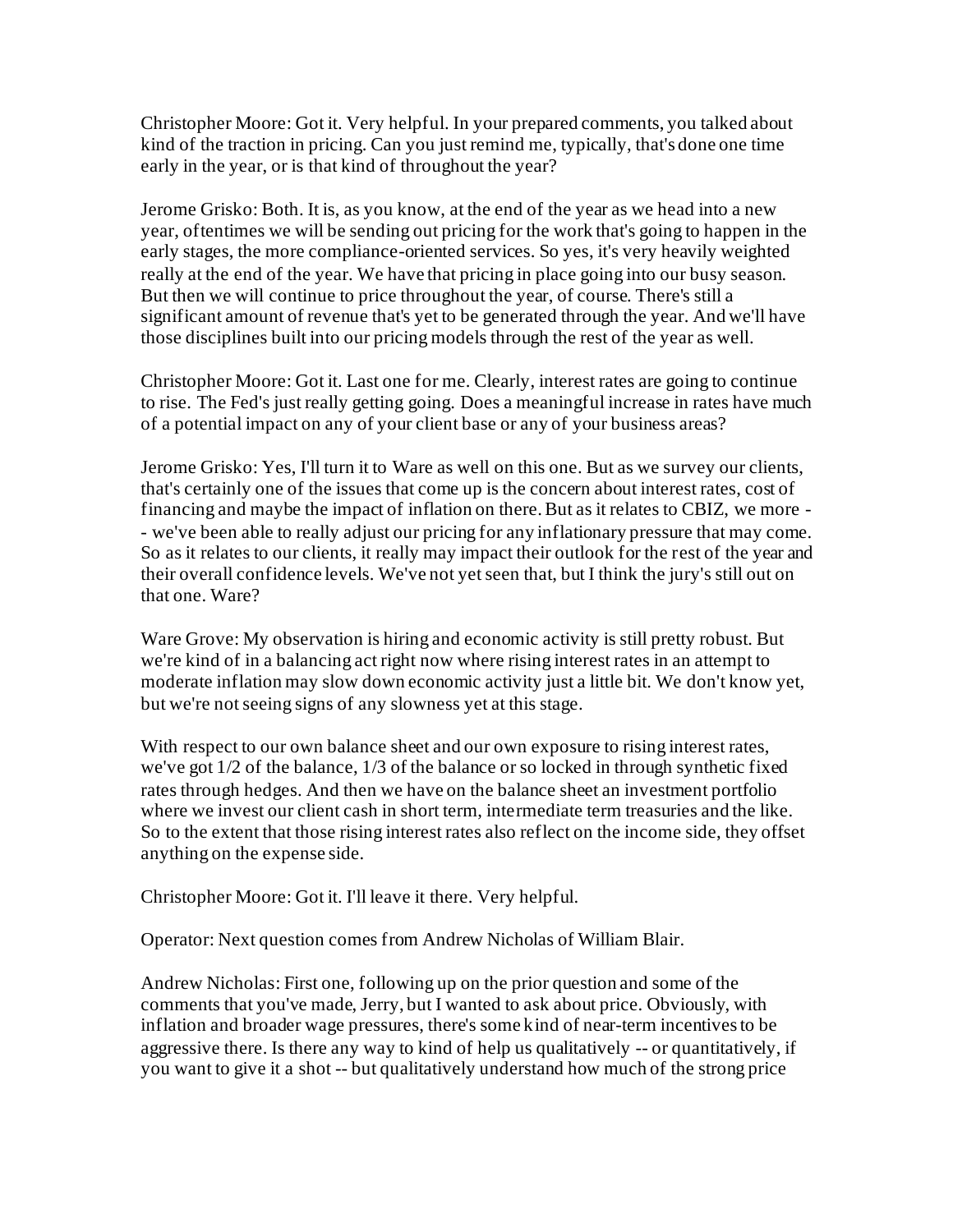Christopher Moore: Got it. Very helpful. In your prepared comments, you talked about kind of the traction in pricing. Can you just remind me, typically, that's done one time early in the year, or is that kind of throughout the year?

Jerome Grisko: Both. It is, as you know, at the end of the year as we head into a new year, oftentimes we will be sending out pricing for the work that's going to happen in the early stages, the more compliance-oriented services. So yes, it's very heavily weighted really at the end of the year. We have that pricing in place going into our busy season. But then we will continue to price throughout the year, of course. There's still a significant amount of revenue that's yet to be generated through the year. And we'll have those disciplines built into our pricing models through the rest of the year as well.

Christopher Moore: Got it. Last one for me. Clearly, interest rates are going to continue to rise. The Fed's just really getting going. Does a meaningful increase in rates have much of a potential impact on any of your client base or any of your business areas?

Jerome Grisko: Yes, I'll turn it to Ware as well on this one. But as we survey our clients, that's certainly one of the issues that come up is the concern about interest rates, cost of financing and maybe the impact of inflation on there. But as it relates to CBIZ, we more -- we've been able to really adjust our pricing for any inflationary pressure that may come. So as it relates to our clients, it really may impact their outlook for the rest of the year and their overall confidence levels. We've not yet seen that, but I think the jury's still out on that one. Ware?

Ware Grove: My observation is hiring and economic activity is still pretty robust. But we're kind of in a balancing act right now where rising interest rates in an attempt to moderate inflation may slow down economic activity just a little bit. We don't know yet, but we're not seeing signs of any slowness yet at this stage.

With respect to our own balance sheet and our own exposure to rising interest rates, we've got 1/2 of the balance, 1/3 of the balance or so locked in through synthetic fixed rates through hedges. And then we have on the balance sheet an investment portfolio where we invest our client cash in short term, intermediate term treasuries and the like. So to the extent that those rising interest rates also reflect on the income side, they offset anything on the expense side.

Christopher Moore: Got it. I'll leave it there. Very helpful.

Operator: Next question comes from Andrew Nicholas of William Blair.

Andrew Nicholas: First one, following up on the prior question and some of the comments that you've made, Jerry, but I wanted to ask about price. Obviously, with inflation and broader wage pressures, there's some kind of near-term incentives to be aggressive there. Is there any way to kind of help us qualitatively -- or quantitatively, if you want to give it a shot -- but qualitatively understand how much of the strong price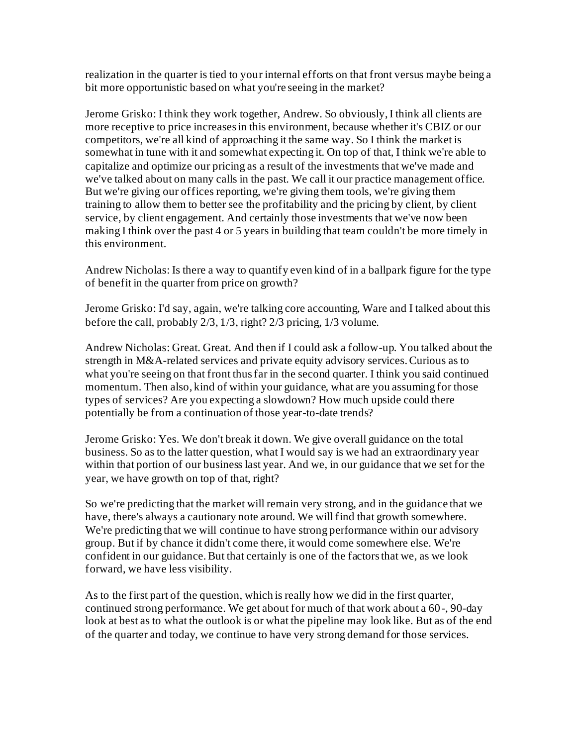realization in the quarter is tied to your internal efforts on that front versus maybe being a bit more opportunistic based on what you're seeing in the market?

Jerome Grisko: I think they work together, Andrew. So obviously, I think all clients are more receptive to price increases in this environment, because whether it's CBIZ or our competitors, we're all kind of approaching it the same way. So I think the market is somewhat in tune with it and somewhat expecting it. On top of that, I think we're able to capitalize and optimize our pricing as a result of the investments that we've made and we've talked about on many calls in the past. We call it our practice management office. But we're giving our offices reporting, we're giving them tools, we're giving them training to allow them to better see the profitability and the pricing by client, by client service, by client engagement. And certainly those investments that we've now been making I think over the past 4 or 5 years in building that team couldn't be more timely in this environment.

Andrew Nicholas: Is there a way to quantify even kind of in a ballpark figure for the type of benefit in the quarter from price on growth?

Jerome Grisko: I'd say, again, we're talking core accounting, Ware and I talked about this before the call, probably 2/3, 1/3, right? 2/3 pricing, 1/3 volume.

Andrew Nicholas: Great. Great. And then if I could ask a follow-up. You talked about the strength in M&A-related services and private equity advisory services. Curious as to what you're seeing on that front thus far in the second quarter. I think you said continued momentum. Then also, kind of within your guidance, what are you assuming for those types of services? Are you expecting a slowdown? How much upside could there potentially be from a continuation of those year-to-date trends?

Jerome Grisko: Yes. We don't break it down. We give overall guidance on the total business. So as to the latter question, what I would say is we had an extraordinary year within that portion of our business last year. And we, in our guidance that we set for the year, we have growth on top of that, right?

So we're predicting that the market will remain very strong, and in the guidance that we have, there's always a cautionary note around. We will find that growth somewhere. We're predicting that we will continue to have strong performance within our advisory group. But if by chance it didn't come there, it would come somewhere else. We're confident in our guidance. But that certainly is one of the factors that we, as we look forward, we have less visibility.

As to the first part of the question, which is really how we did in the first quarter, continued strong performance. We get about for much of that work about a 60-, 90-day look at best as to what the outlook is or what the pipeline may look like. But as of the end of the quarter and today, we continue to have very strong demand for those services.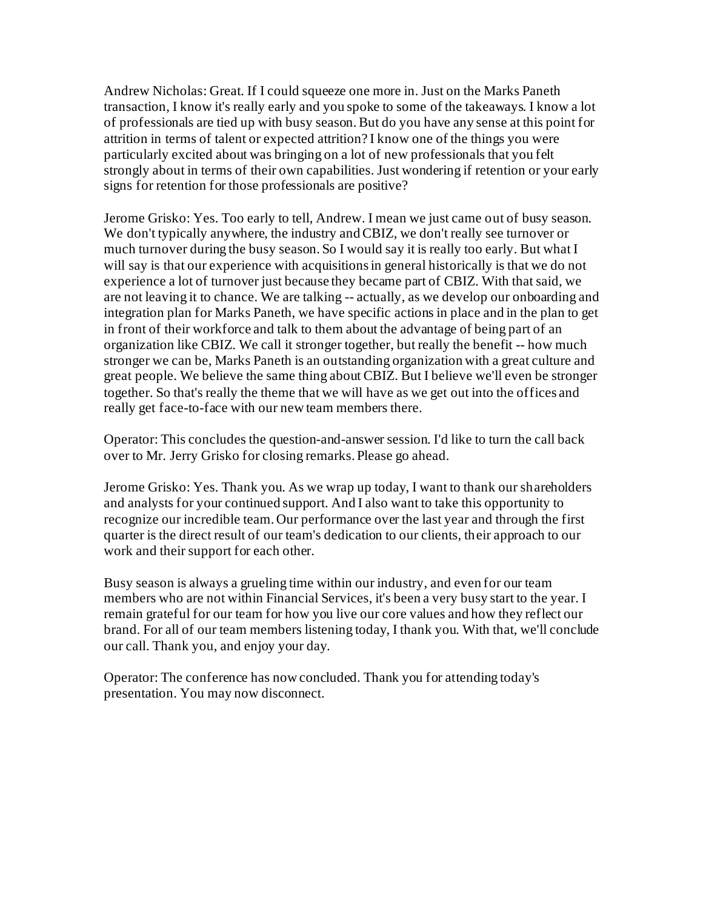Andrew Nicholas: Great. If I could squeeze one more in. Just on the Marks Paneth transaction, I know it's really early and you spoke to some of the takeaways. I know a lot of professionals are tied up with busy season. But do you have any sense at this point for attrition in terms of talent or expected attrition? I know one of the things you were particularly excited about was bringing on a lot of new professionals that you felt strongly about in terms of their own capabilities. Just wondering if retention or your early signs for retention for those professionals are positive?

Jerome Grisko: Yes. Too early to tell, Andrew. I mean we just came out of busy season. We don't typically anywhere, the industry and CBIZ, we don't really see turnover or much turnover during the busy season. So I would say it is really too early. But what I will say is that our experience with acquisitions in general historically is that we do not experience a lot of turnover just because they became part of CBIZ. With that said, we are not leaving it to chance. We are talking -- actually, as we develop our onboarding and integration plan for Marks Paneth, we have specific actions in place and in the plan to get in front of their workforce and talk to them about the advantage of being part of an organization like CBIZ. We call it stronger together, but really the benefit -- how much stronger we can be, Marks Paneth is an outstanding organization with a great culture and great people. We believe the same thing about CBIZ. But I believe we'll even be stronger together. So that's really the theme that we will have as we get out into the offices and really get face-to-face with our new team members there.

Operator: This concludes the question-and-answer session. I'd like to turn the call back over to Mr. Jerry Grisko for closing remarks. Please go ahead.

Jerome Grisko: Yes. Thank you. As we wrap up today, I want to thank our shareholders and analysts for your continued support. And I also want to take this opportunity to recognize our incredible team. Our performance over the last year and through the first quarter is the direct result of our team's dedication to our clients, their approach to our work and their support for each other.

Busy season is always a grueling time within our industry, and even for our team members who are not within Financial Services, it's been a very busy start to the year. I remain grateful for our team for how you live our core values and how they reflect our brand. For all of our team members listening today, I thank you. With that, we'll conclude our call. Thank you, and enjoy your day.

Operator: The conference has now concluded. Thank you for attending today's presentation. You may now disconnect.